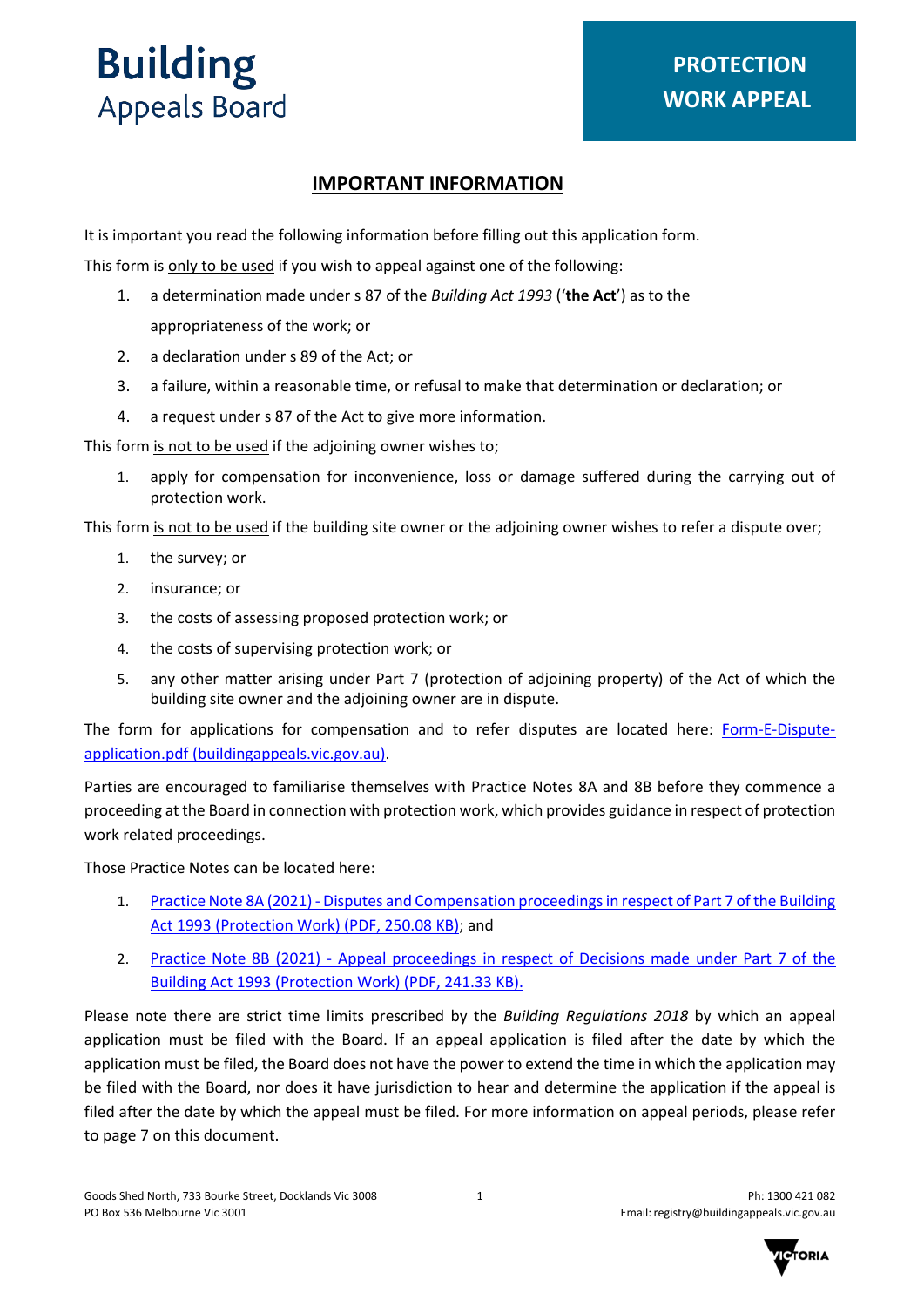# Building Appeals Board

## PROTECTION WORK APPEAL

### IMPORTANT INFORMATION

It is important you read the following information before filling out this application form.

This form is only to be used if you wish to appeal against one of the following:

1. a determination made under s 87 of the *Building Act 1993* ('**the Act**') as to the appropriateness of the work; or
2. a declaration under s 89 of the Act; or
3. a failure, within a reasonable time, or refusal to make that determination or declaration; or
4. a request under s 87 of the Act to give more information.

This form is not to be used if the adjoining owner wishes to;

1. apply for compensation for inconvenience, loss or damage suffered during the carrying out of protection work.

This form is not to be used if the building site owner or the adjoining owner wishes to refer a dispute over;

1. the survey; or
2. insurance; or
3. the costs of assessing proposed protection work; or
4. the costs of supervising protection work; or
5. any other matter arising under Part 7 (protection of adjoining property) of the Act of which the building site owner and the adjoining owner are in dispute.

The form for applications for compensation and to refer disputes are located here: Form-E-Dispute-application.pdf (buildingappeals.vic.gov.au).

Parties are encouraged to familiarise themselves with Practice Notes 8A and 8B before they commence a proceeding at the Board in connection with protection work, which provides guidance in respect of protection work related proceedings.

Those Practice Notes can be located here:

1. Practice Note 8A (2021) - Disputes and Compensation proceedings in respect of Part 7 of the Building Act 1993 (Protection Work) (PDF, 250.08 KB); and
2. Practice Note 8B (2021) - Appeal proceedings in respect of Decisions made under Part 7 of the Building Act 1993 (Protection Work) (PDF, 241.33 KB).

Please note there are strict time limits prescribed by the *Building Regulations 2018* by which an appeal application must be filed with the Board. If an appeal application is filed after the date by which the application must be filed, the Board does not have the power to extend the time in which the application may be filed with the Board, nor does it have jurisdiction to hear and determine the application if the appeal is filed after the date by which the appeal must be filed. For more information on appeal periods, please refer to page 7 on this document.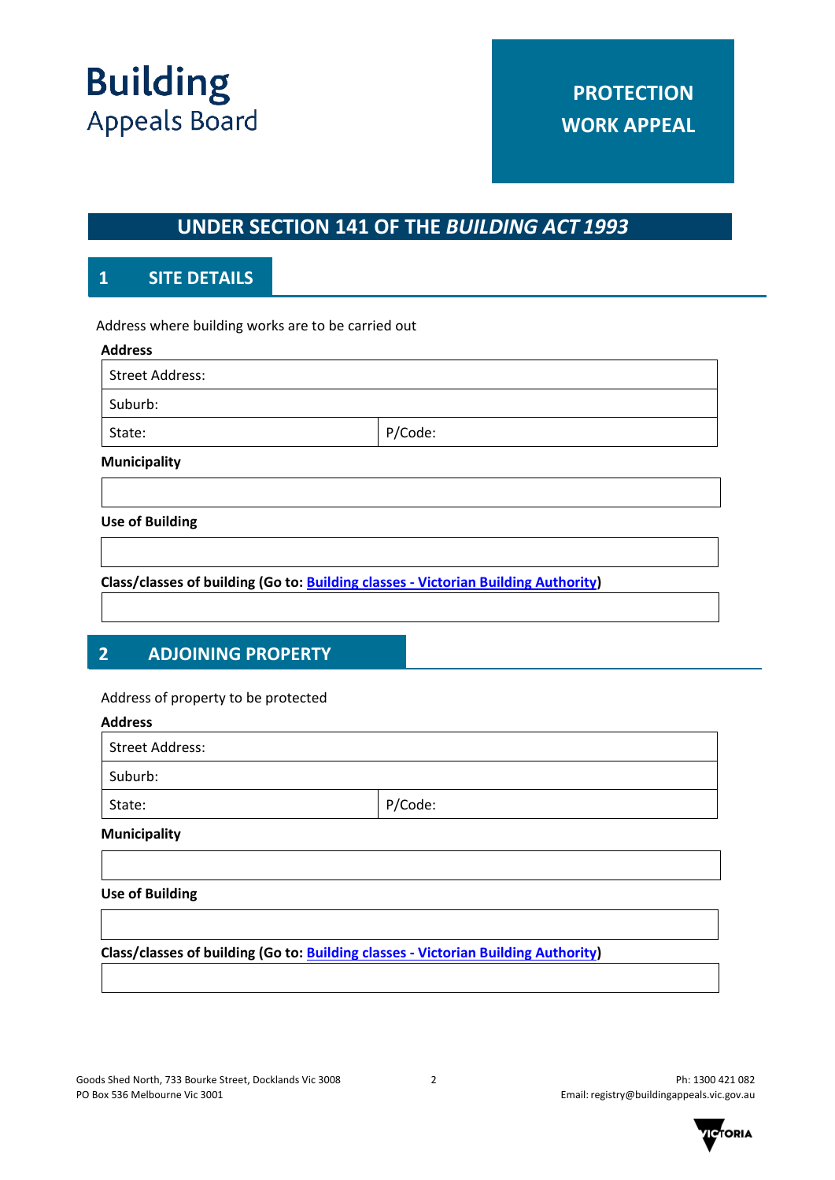# Building Appeals Board

**PROTECTION WORK APPEAL**

## UNDER SECTION 141 OF THE *BUILDING ACT 1993*

## 1 SITE DETAILS

Address where building works are to be carried out

**Address**

| Street Address: | |
|---|---|
| Suburb: | |
| State: | P/Code: |

**Municipality**

| |
|---|

**Use of Building**

| |
|---|

**Class/classes of building (Go to: Building classes - Victorian Building Authority)**

| |
|---|

## 2 ADJOINING PROPERTY

Address of property to be protected

**Address**

| Street Address: | |
|---|---|
| Suburb: | |
| State: | P/Code: |

**Municipality**

| |
|---|

**Use of Building**

| |
|---|

**Class/classes of building (Go to: Building classes - Victorian Building Authority)**

| |
|---|

Goods Shed North, 733 Bourke Street, Docklands Vic 3008
PO Box 536 Melbourne Vic 3001

Ph: 1300 421 082
Email: registry@buildingappeals.vic.gov.au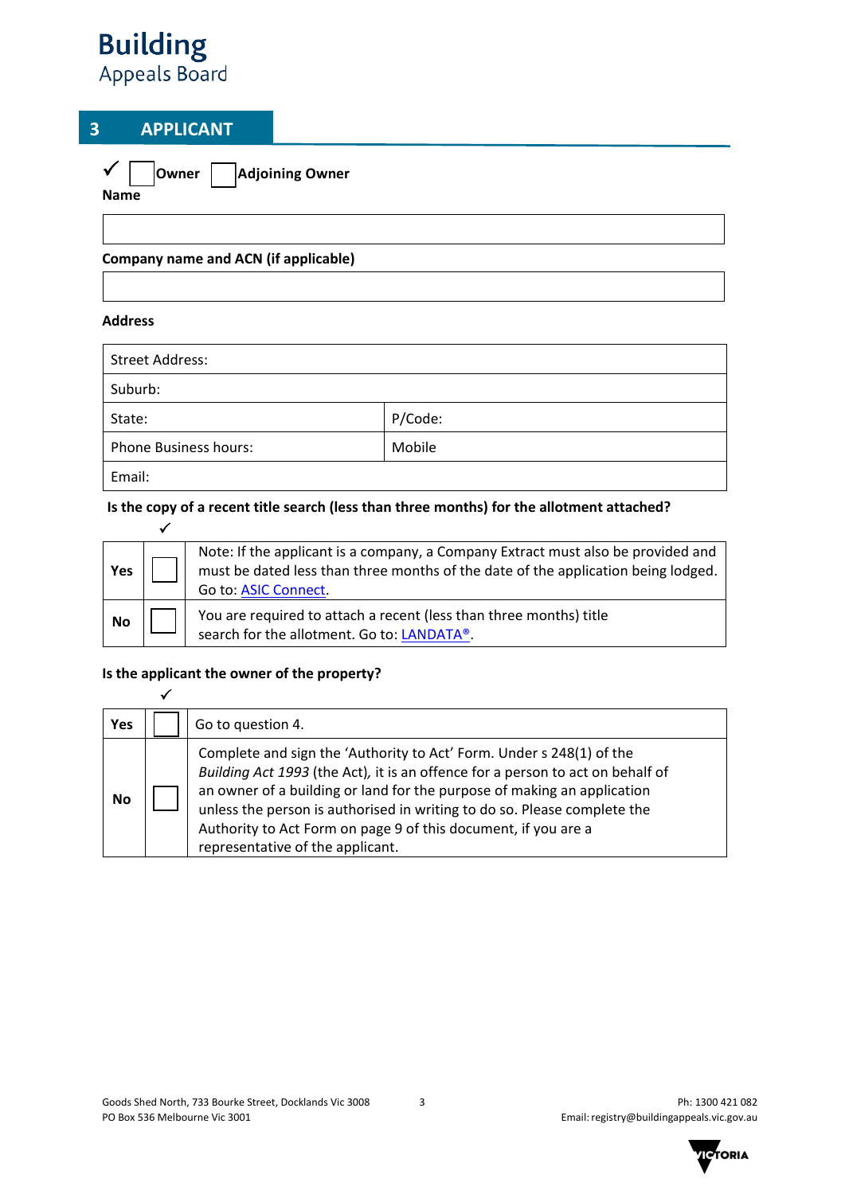Building
Appeals Board

## 3 APPLICANT

✓ ☐ **Owner** ☐ **Adjoining Owner**

**Name**

| |
|---|
| |

**Company name and ACN (if applicable)**

| |
|---|
| |

**Address**

| | |
|---|---|
| Street Address: | |
| Suburb: | |
| State: | P/Code: |
| Phone Business hours: | Mobile |
| Email: | |

**Is the copy of a recent title search (less than three months) for the allotment attached?**

✓

| | | |
|---|---|---|
| **Yes** | ☐ | Note: If the applicant is a company, a Company Extract must also be provided and must be dated less than three months of the date of the application being lodged. Go to: [ASIC Connect]. |
| **No** | ☐ | You are required to attach a recent (less than three months) title search for the allotment. Go to: [LANDATA®]. |

**Is the applicant the owner of the property?**

✓

| | | |
|---|---|---|
| **Yes** | ☐ | Go to question 4. |
| **No** | ☐ | Complete and sign the 'Authority to Act' Form. Under s 248(1) of the *Building Act 1993* (the Act), it is an offence for a person to act on behalf of an owner of a building or land for the purpose of making an application unless the person is authorised in writing to do so. Please complete the Authority to Act Form on page 9 of this document, if you are a representative of the applicant. |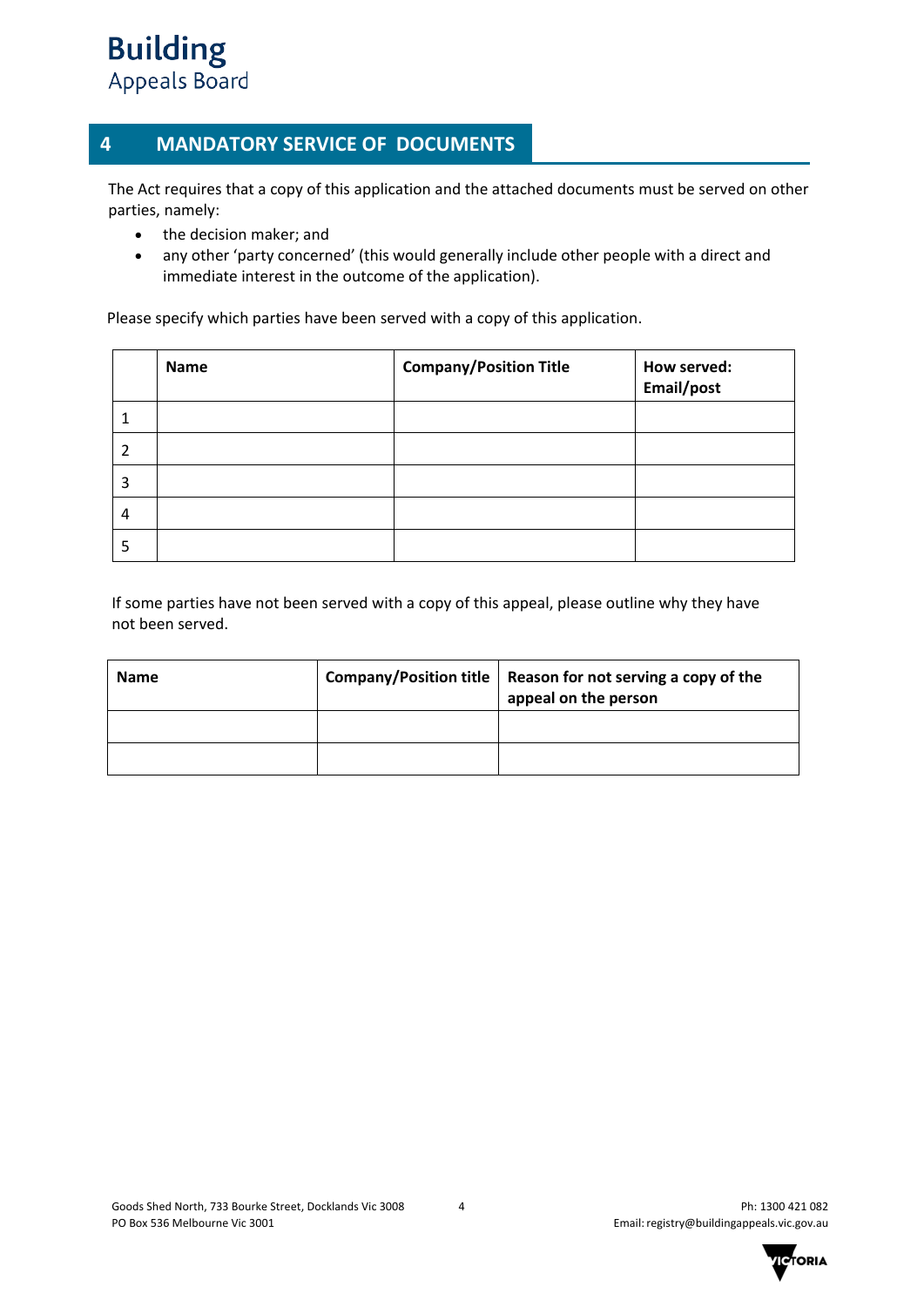## 4 MANDATORY SERVICE OF DOCUMENTS

The Act requires that a copy of this application and the attached documents must be served on other parties, namely:

- the decision maker; and
- any other 'party concerned' (this would generally include other people with a direct and immediate interest in the outcome of the application).

Please specify which parties have been served with a copy of this application.

| | **Name** | **Company/Position Title** | **How served: Email/post** |
|---|---|---|---|
| 1 | | | |
| 2 | | | |
| 3 | | | |
| 4 | | | |
| 5 | | | |

If some parties have not been served with a copy of this appeal, please outline why they have not been served.

| **Name** | **Company/Position title** | **Reason for not serving a copy of the appeal on the person** |
|---|---|---|
| | | |
| | | |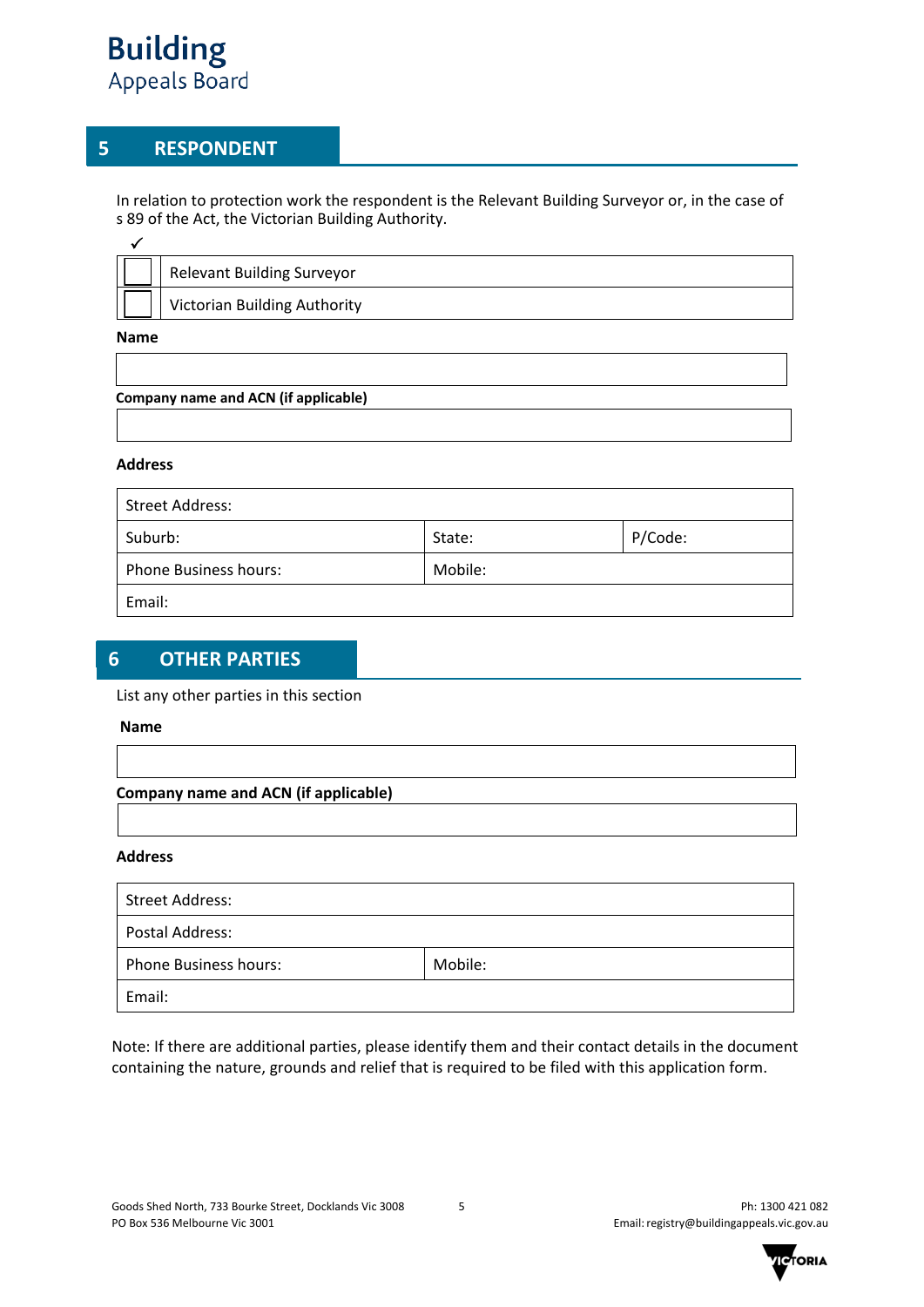## 5 RESPONDENT

In relation to protection work the respondent is the Relevant Building Surveyor or, in the case of s 89 of the Act, the Victorian Building Authority.

| ✓ | |
|---|---|
| ☐ | Relevant Building Surveyor |
| ☐ | Victorian Building Authority |

**Name**

| |
|---|

**Company name and ACN (if applicable)**

| |
|---|

**Address**

| Street Address: | | |
|---|---|---|
| Suburb: | State: | P/Code: |
| Phone Business hours: | Mobile: | |
| Email: | | |

## 6 OTHER PARTIES

List any other parties in this section

**Name**

| |
|---|

**Company name and ACN (if applicable)**

| |
|---|

**Address**

| Street Address: | |
|---|---|
| Postal Address: | |
| Phone Business hours: | Mobile: |
| Email: | |

Note: If there are additional parties, please identify them and their contact details in the document containing the nature, grounds and relief that is required to be filed with this application form.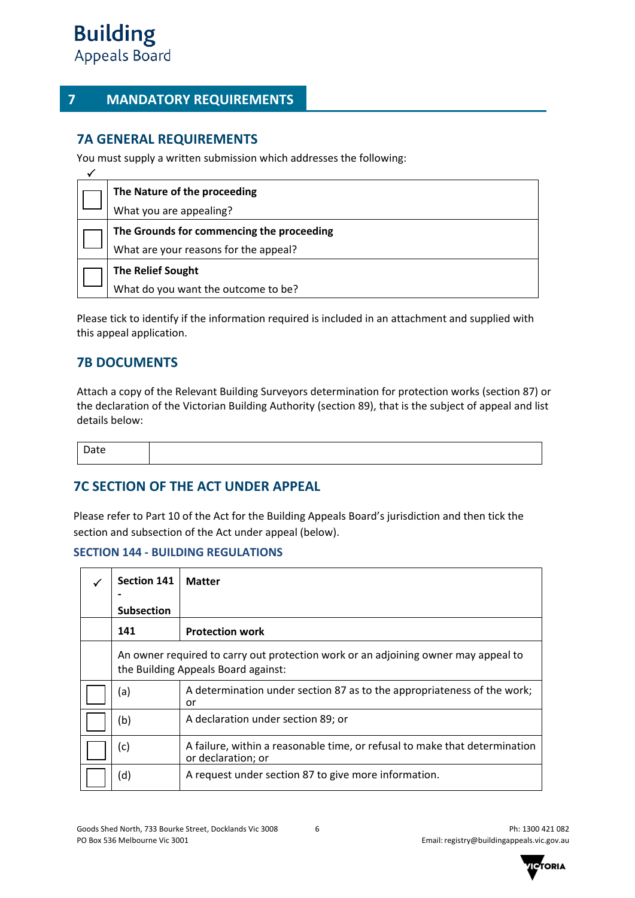# 7 MANDATORY REQUIREMENTS

## 7A GENERAL REQUIREMENTS

You must supply a written submission which addresses the following:

| ✓ | |
|---|---|
| ☐ | **The Nature of the proceeding**<br>What you are appealing? |
| ☐ | **The Grounds for commencing the proceeding**<br>What are your reasons for the appeal? |
| ☐ | **The Relief Sought**<br>What do you want the outcome to be? |

Please tick to identify if the information required is included in an attachment and supplied with this appeal application.

## 7B DOCUMENTS

Attach a copy of the Relevant Building Surveyors determination for protection works (section 87) or the declaration of the Victorian Building Authority (section 89), that is the subject of appeal and list details below:

| Date | |
|---|---|

## 7C SECTION OF THE ACT UNDER APPEAL

Please refer to Part 10 of the Act for the Building Appeals Board's jurisdiction and then tick the section and subsection of the Act under appeal (below).

### SECTION 144 - BUILDING REGULATIONS

| ✓ | Section 141 - Subsection | Matter |
|---|---|---|
| | **141** | **Protection work** |
| | An owner required to carry out protection work or an adjoining owner may appeal to the Building Appeals Board against: | |
| ☐ | (a) | A determination under section 87 as to the appropriateness of the work; or |
| ☐ | (b) | A declaration under section 89; or |
| ☐ | (c) | A failure, within a reasonable time, or refusal to make that determination or declaration; or |
| ☐ | (d) | A request under section 87 to give more information. |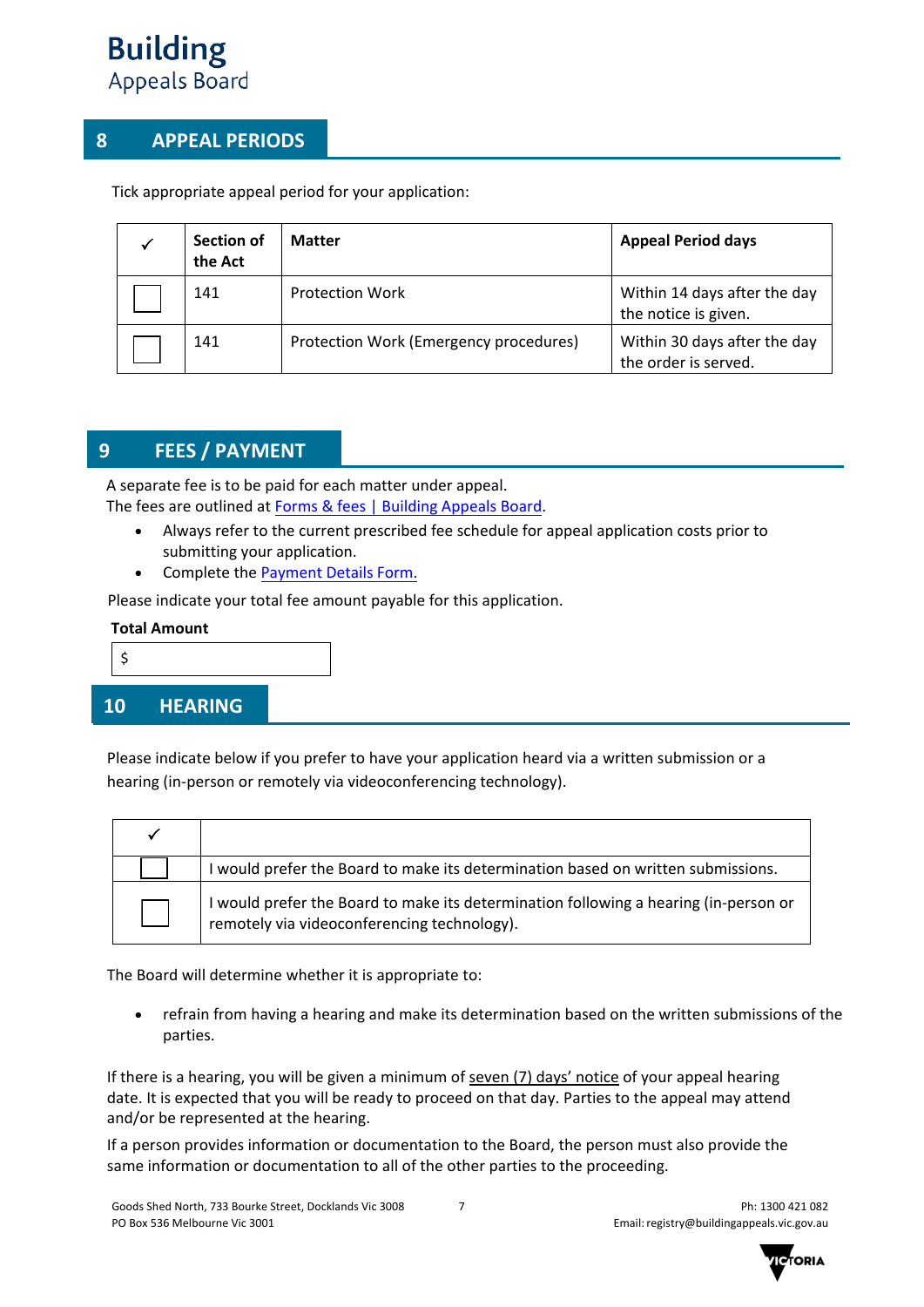## 8 APPEAL PERIODS

Tick appropriate appeal period for your application:

| ✓ | Section of the Act | Matter | Appeal Period days |
|---|---|---|---|
| ☐ | 141 | Protection Work | Within 14 days after the day the notice is given. |
| ☐ | 141 | Protection Work (Emergency procedures) | Within 30 days after the day the order is served. |

## 9 FEES / PAYMENT

A separate fee is to be paid for each matter under appeal.
The fees are outlined at Forms & fees | Building Appeals Board.

- Always refer to the current prescribed fee schedule for appeal application costs prior to submitting your application.
- Complete the Payment Details Form.

Please indicate your total fee amount payable for this application.

**Total Amount**

$

## 10 HEARING

Please indicate below if you prefer to have your application heard via a written submission or a hearing (in-person or remotely via videoconferencing technology).

| ✓ | |
|---|---|
| ☐ | I would prefer the Board to make its determination based on written submissions. |
| ☐ | I would prefer the Board to make its determination following a hearing (in-person or remotely via videoconferencing technology). |

The Board will determine whether it is appropriate to:

- refrain from having a hearing and make its determination based on the written submissions of the parties.

If there is a hearing, you will be given a minimum of seven (7) days' notice of your appeal hearing date. It is expected that you will be ready to proceed on that day. Parties to the appeal may attend and/or be represented at the hearing.

If a person provides information or documentation to the Board, the person must also provide the same information or documentation to all of the other parties to the proceeding.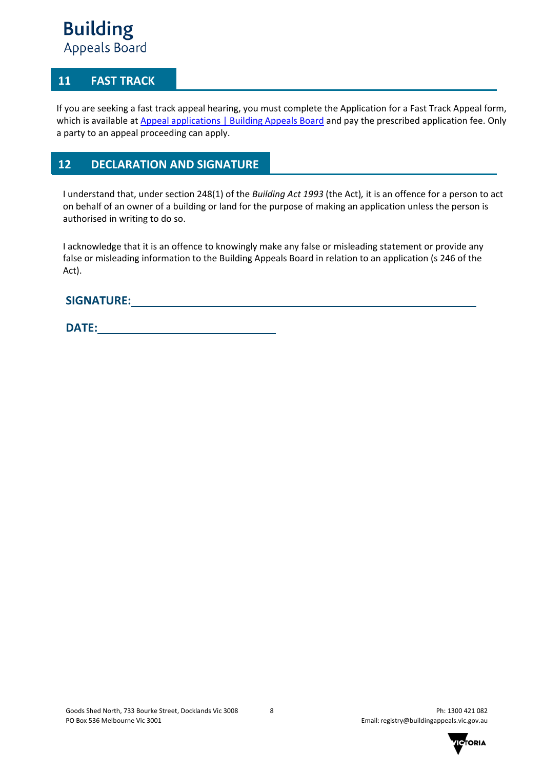## 11 FAST TRACK

If you are seeking a fast track appeal hearing, you must complete the Application for a Fast Track Appeal form, which is available at [Appeal applications | Building Appeals Board]() and pay the prescribed application fee. Only a party to an appeal proceeding can apply.

## 12 DECLARATION AND SIGNATURE

I understand that, under section 248(1) of the *Building Act 1993* (the Act), it is an offence for a person to act on behalf of an owner of a building or land for the purpose of making an application unless the person is authorised in writing to do so.

I acknowledge that it is an offence to knowingly make any false or misleading statement or provide any false or misleading information to the Building Appeals Board in relation to an application (s 246 of the Act).

**SIGNATURE:** ____________________________________________

**DATE:** ______________________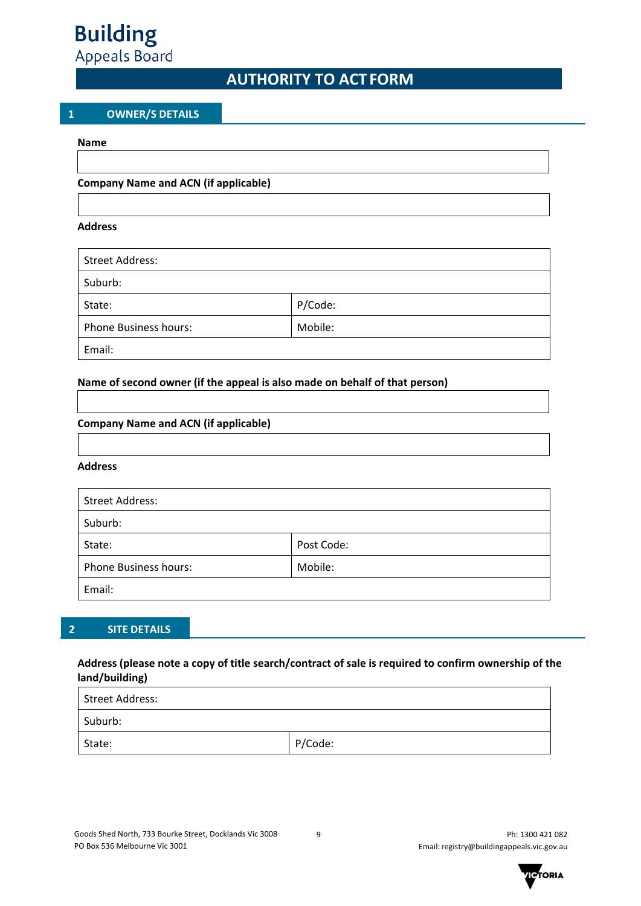Building
Appeals Board

# AUTHORITY TO ACT FORM

## 1 OWNER/S DETAILS

**Name**

| |
|---|

**Company Name and ACN (if applicable)**

| |
|---|

**Address**

| | |
|---|---|
| Street Address: | |
| Suburb: | |
| State: | P/Code: |
| Phone Business hours: | Mobile: |
| Email: | |

**Name of second owner (if the appeal is also made on behalf of that person)**

| |
|---|

**Company Name and ACN (if applicable)**

| |
|---|

**Address**

| | |
|---|---|
| Street Address: | |
| Suburb: | |
| State: | Post Code: |
| Phone Business hours: | Mobile: |
| Email: | |

## 2 SITE DETAILS

**Address (please note a copy of title search/contract of sale is required to confirm ownership of the land/building)**

| | |
|---|---|
| Street Address: | |
| Suburb: | |
| State: | P/Code: |

Goods Shed North, 733 Bourke Street, Docklands Vic 3008
PO Box 536 Melbourne Vic 3001

Ph: 1300 421 082
Email: registry@buildingappeals.vic.gov.au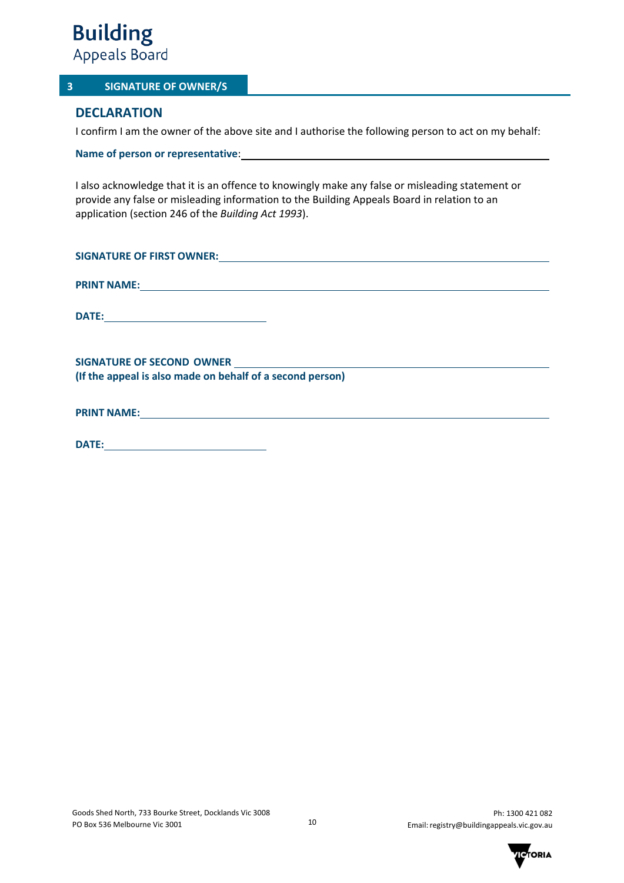## 3 SIGNATURE OF OWNER/S

### DECLARATION

I confirm I am the owner of the above site and I authorise the following person to act on my behalf:

**Name of person or representative**: \_\_\_\_\_\_\_\_\_\_\_\_\_\_\_\_\_\_\_\_\_\_\_\_\_\_\_\_\_\_\_\_\_\_\_\_\_\_\_\_

I also acknowledge that it is an offence to knowingly make any false or misleading statement or provide any false or misleading information to the Building Appeals Board in relation to an application (section 246 of the *Building Act 1993*).

**SIGNATURE OF FIRST OWNER:** \_\_\_\_\_\_\_\_\_\_\_\_\_\_\_\_\_\_\_\_\_\_\_\_\_\_\_\_\_\_\_\_\_\_\_\_\_\_\_\_

**PRINT NAME:** \_\_\_\_\_\_\_\_\_\_\_\_\_\_\_\_\_\_\_\_\_\_\_\_\_\_\_\_\_\_\_\_\_\_\_\_\_\_\_\_

**DATE:** \_\_\_\_\_\_\_\_\_\_\_\_\_\_\_\_\_\_\_\_

**SIGNATURE OF SECOND OWNER** \_\_\_\_\_\_\_\_\_\_\_\_\_\_\_\_\_\_\_\_\_\_\_\_\_\_\_\_\_\_\_\_\_\_\_\_\_\_\_\_
**(If the appeal is also made on behalf of a second person)**

**PRINT NAME:** \_\_\_\_\_\_\_\_\_\_\_\_\_\_\_\_\_\_\_\_\_\_\_\_\_\_\_\_\_\_\_\_\_\_\_\_\_\_\_\_

**DATE:** \_\_\_\_\_\_\_\_\_\_\_\_\_\_\_\_\_\_\_\_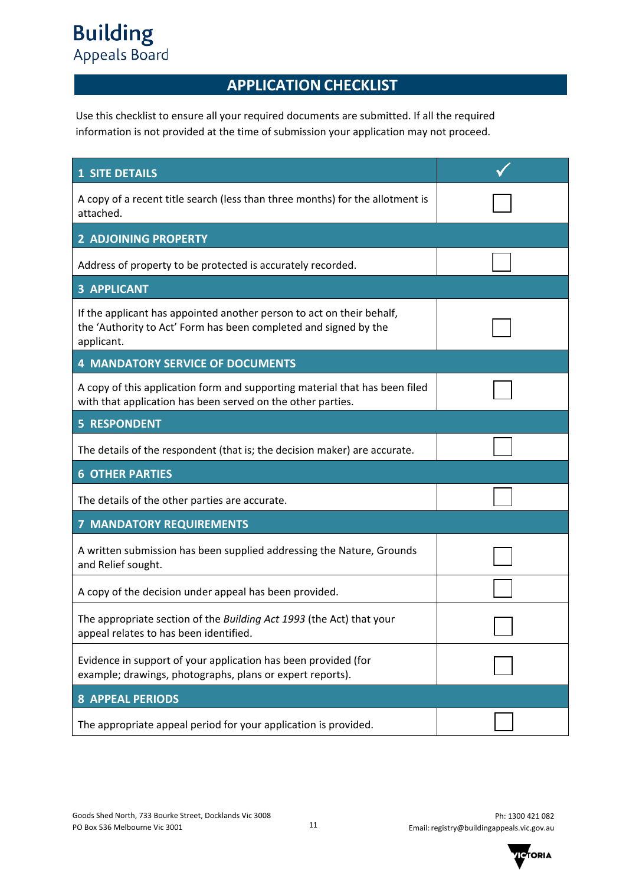**Building**
Appeals Board

# APPLICATION CHECKLIST

Use this checklist to ensure all your required documents are submitted. If all the required information is not provided at the time of submission your application may not proceed.

| **1 SITE DETAILS** | ✓ |
|---|---|
| A copy of a recent title search (less than three months) for the allotment is attached. | ☐ |
| **2 ADJOINING PROPERTY** | |
| Address of property to be protected is accurately recorded. | ☐ |
| **3 APPLICANT** | |
| If the applicant has appointed another person to act on their behalf, the 'Authority to Act' Form has been completed and signed by the applicant. | ☐ |
| **4 MANDATORY SERVICE OF DOCUMENTS** | |
| A copy of this application form and supporting material that has been filed with that application has been served on the other parties. | ☐ |
| **5 RESPONDENT** | |
| The details of the respondent (that is; the decision maker) are accurate. | ☐ |
| **6 OTHER PARTIES** | |
| The details of the other parties are accurate. | ☐ |
| **7 MANDATORY REQUIREMENTS** | |
| A written submission has been supplied addressing the Nature, Grounds and Relief sought. | ☐ |
| A copy of the decision under appeal has been provided. | ☐ |
| The appropriate section of the *Building Act 1993* (the Act) that your appeal relates to has been identified. | ☐ |
| Evidence in support of your application has been provided (for example; drawings, photographs, plans or expert reports). | ☐ |
| **8 APPEAL PERIODS** | |
| The appropriate appeal period for your application is provided. | ☐ |

Goods Shed North, 733 Bourke Street, Docklands Vic 3008
PO Box 536 Melbourne Vic 3001

Ph: 1300 421 082
Email: registry@buildingappeals.vic.gov.au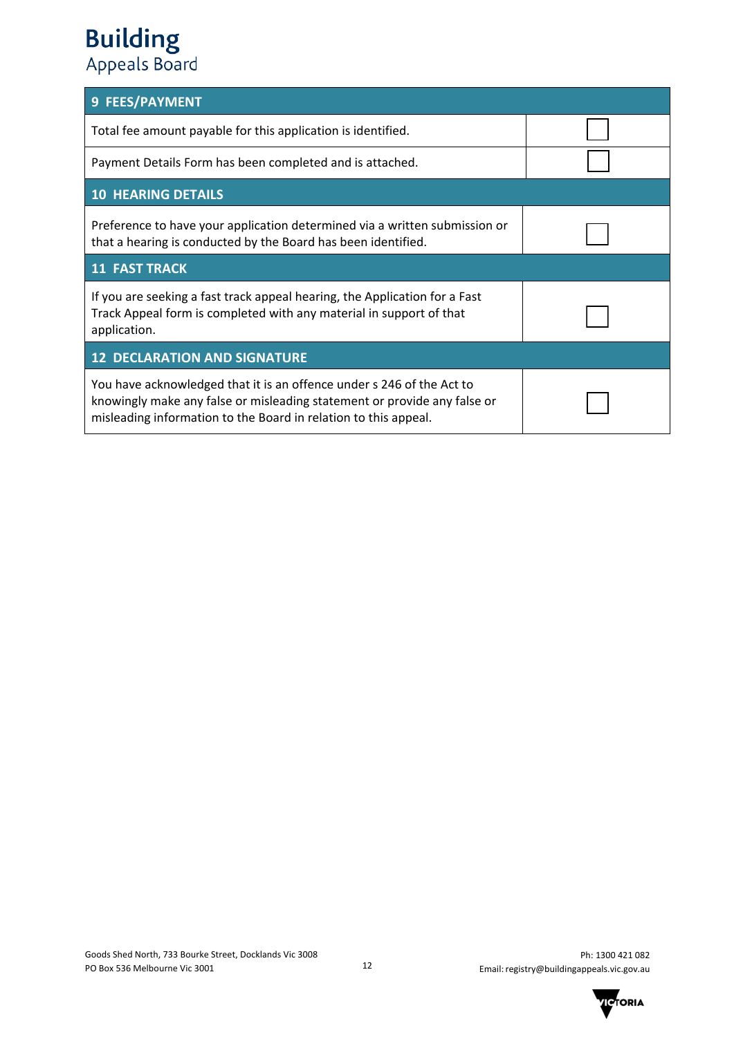| 9 FEES/PAYMENT | |
|---|---|
| Total fee amount payable for this application is identified. | ☐ |
| Payment Details Form has been completed and is attached. | ☐ |
| **10 HEARING DETAILS** | |
| Preference to have your application determined via a written submission or that a hearing is conducted by the Board has been identified. | ☐ |
| **11 FAST TRACK** | |
| If you are seeking a fast track appeal hearing, the Application for a Fast Track Appeal form is completed with any material in support of that application. | ☐ |
| **12 DECLARATION AND SIGNATURE** | |
| You have acknowledged that it is an offence under s 246 of the Act to knowingly make any false or misleading statement or provide any false or misleading information to the Board in relation to this appeal. | ☐ |